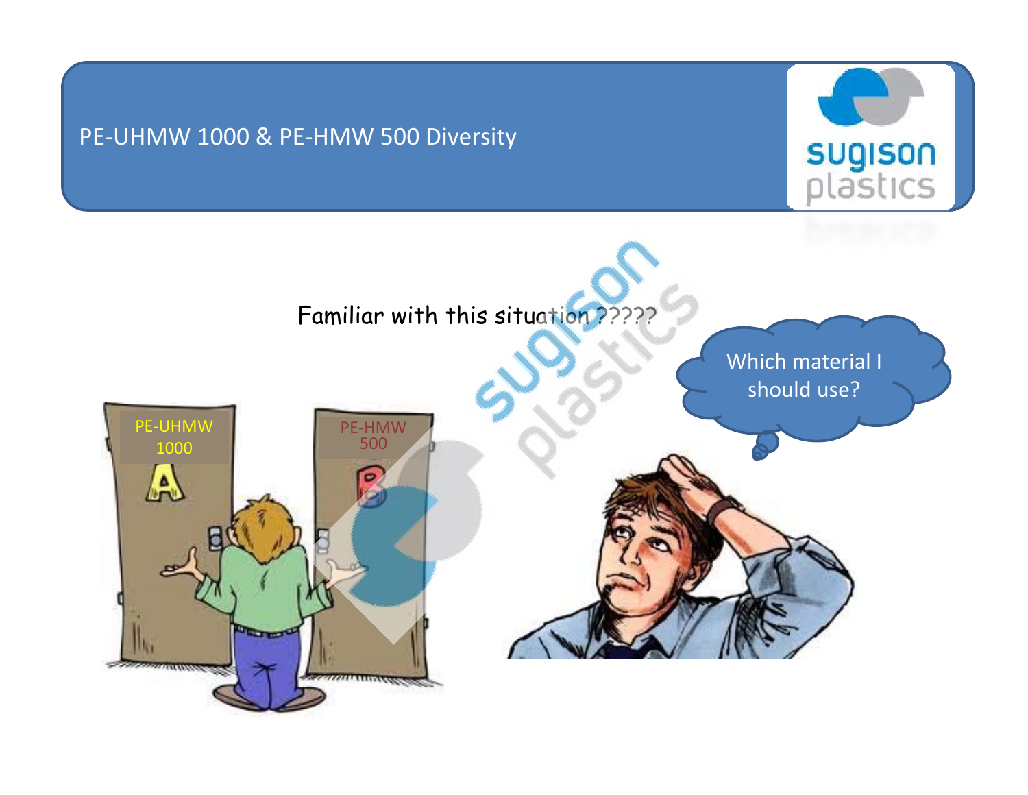# PE-UHMW 1000 & PE-HMW 500 Diversity

Familiar with this situation ?????

PE-UHMW 1000

PE-HMW 500

Which material I should use?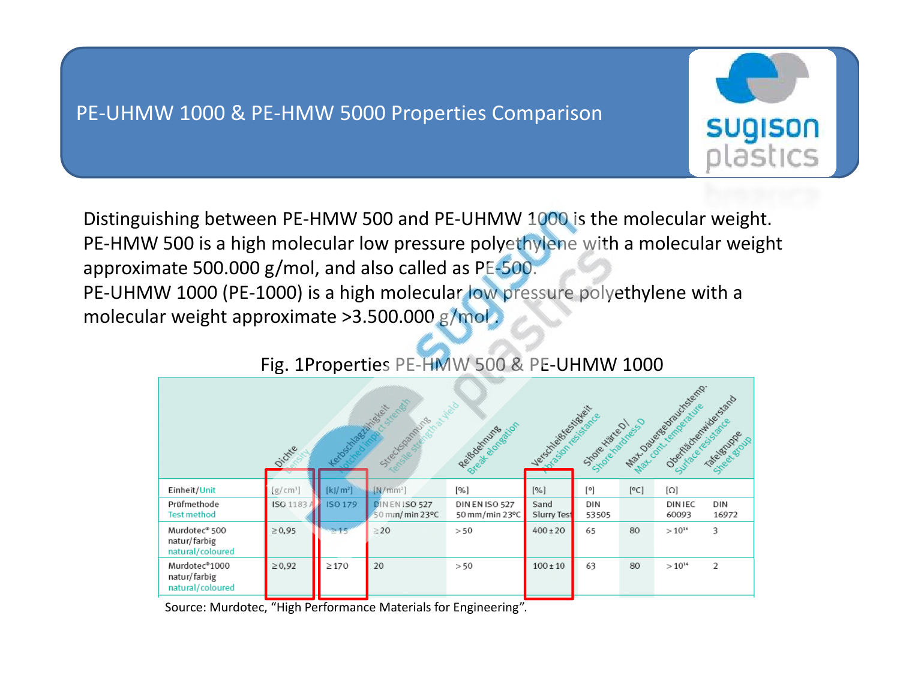# PE-UHMW 1000 & PE-HMW 5000 Properties Comparison

Distinguishing between PE-HMW 500 and PE-UHMW 1000 is the molecular weight. PE-HMW 500 is a high molecular low pressure polyethylene with a molecular weight approximate 500.000 g/mol, and also called as PE-500.
PE-UHMW 1000 (PE-1000) is a high molecular low pressure polyethylene with a molecular weight approximate >3.500.000 g/mol .

Fig. 1Properties PE-HMW 500 & PE-UHMW 1000

| | Dichte / Density | Kerbschlagzähigkeit / Notched impact strength | Streckspannung / Tensile strength at yield | Reißdehnung / Break elongation | Verschleißfestigkeit / Abrasion resistance | Shore Härte D / Shore hardness D | Max. Dauergebrauchstemp. / Max. cont. temperature | Oberflächenwiderstand / Surface resistance | Tafelgruppe / Sheet group |
|---|---|---|---|---|---|---|---|---|---|
| Einheit/Unit | [g/cm³] | [kJ/m²] | [N/mm²] | [%] | [%] | [°] | [°C] | [Ω] | |
| Prüfmethode / Test method | ISO 1183 A | ISO 179 | DIN EN ISO 527 50 mm/min 23°C | DIN EN ISO 527 50 mm/min 23°C | Sand Slurry Test | DIN 53505 | | DIN IEC 60093 | DIN 16972 |
| Murdotec® 500 natur/farbig natural/coloured | ≥ 0,95 | ≥ 15 | ≥ 20 | > 50 | 400 ± 20 | 65 | 80 | > $10^{14}$ | 3 |
| Murdotec® 1000 natur/farbig natural/coloured | ≥ 0,92 | ≥ 170 | 20 | > 50 | 100 ± 10 | 63 | 80 | > $10^{14}$ | 2 |

Source: Murdotec, "High Performance Materials for Engineering".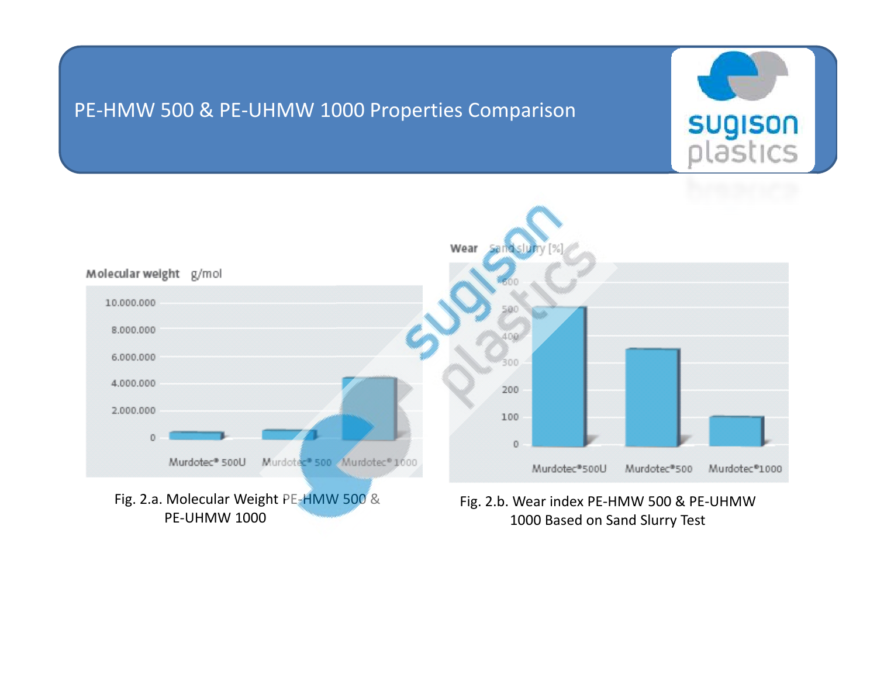# PE-HMW 500 & PE-UHMW 1000 Properties Comparison

Molecular weight g/mol

| | Murdotec® 500U | Murdotec® 500 | Murdotec® 1000 |
|---|---|---|---|

Fig. 2.a. Molecular Weight PE-HMW 500 & PE-UHMW 1000

Wear Sand slurry [%]

| | Murdotec®500U | Murdotec®500 | Murdotec®1000 |
|---|---|---|---|

Fig. 2.b. Wear index PE-HMW 500 & PE-UHMW 1000 Based on Sand Slurry Test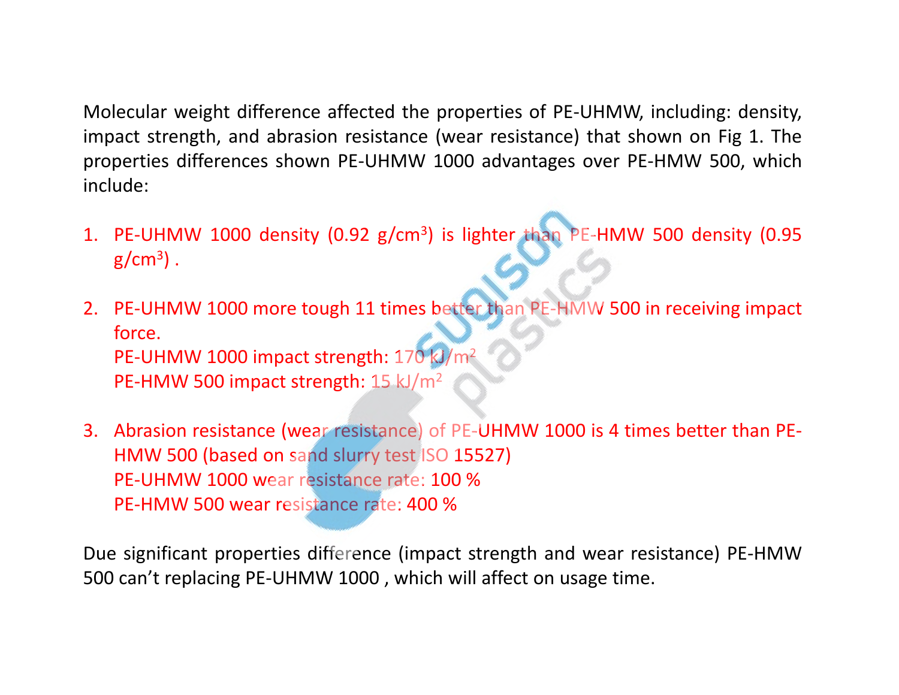Molecular weight difference affected the properties of PE-UHMW, including: density, impact strength, and abrasion resistance (wear resistance) that shown on Fig 1. The properties differences shown PE-UHMW 1000 advantages over PE-HMW 500, which include:

1. PE-UHMW 1000 density (0.92 $g/cm^3$) is lighter than PE-HMW 500 density (0.95 $g/cm^3$) .

2. PE-UHMW 1000 more tough 11 times better than PE-HMW 500 in receiving impact force.
   PE-UHMW 1000 impact strength: 170 $kJ/m^2$
   PE-HMW 500 impact strength: 15 $kJ/m^2$

3. Abrasion resistance (wear resistance) of PE-UHMW 1000 is 4 times better than PE-HMW 500 (based on sand slurry test ISO 15527)
   PE-UHMW 1000 wear resistance rate: 100 %
   PE-HMW 500 wear resistance rate: 400 %

Due significant properties difference (impact strength and wear resistance) PE-HMW 500 can't replacing PE-UHMW 1000 , which will affect on usage time.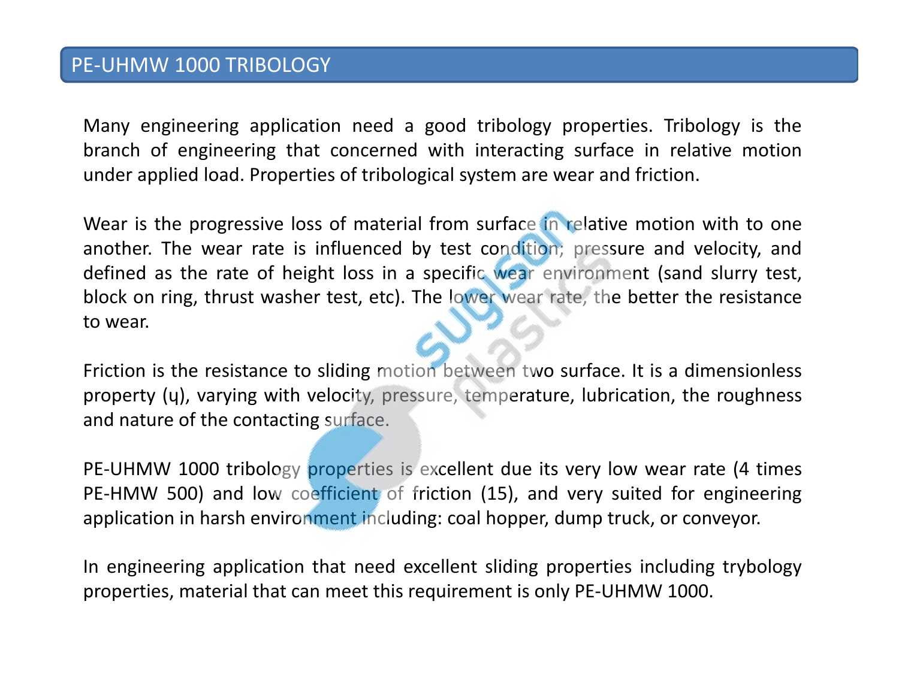# PE-UHMW 1000 TRIBOLOGY

Many engineering application need a good tribology properties. Tribology is the branch of engineering that concerned with interacting surface in relative motion under applied load. Properties of tribological system are wear and friction.

Wear is the progressive loss of material from surface in relative motion with to one another. The wear rate is influenced by test condition; pressure and velocity, and defined as the rate of height loss in a specific wear environment (sand slurry test, block on ring, thrust washer test, etc). The lower wear rate, the better the resistance to wear.

Friction is the resistance to sliding motion between two surface. It is a dimensionless property (ц), varying with velocity, pressure, temperature, lubrication, the roughness and nature of the contacting surface.

PE-UHMW 1000 tribology properties is excellent due its very low wear rate (4 times PE-HMW 500) and low coefficient of friction (15), and very suited for engineering application in harsh environment including: coal hopper, dump truck, or conveyor.

In engineering application that need excellent sliding properties including trybology properties, material that can meet this requirement is only PE-UHMW 1000.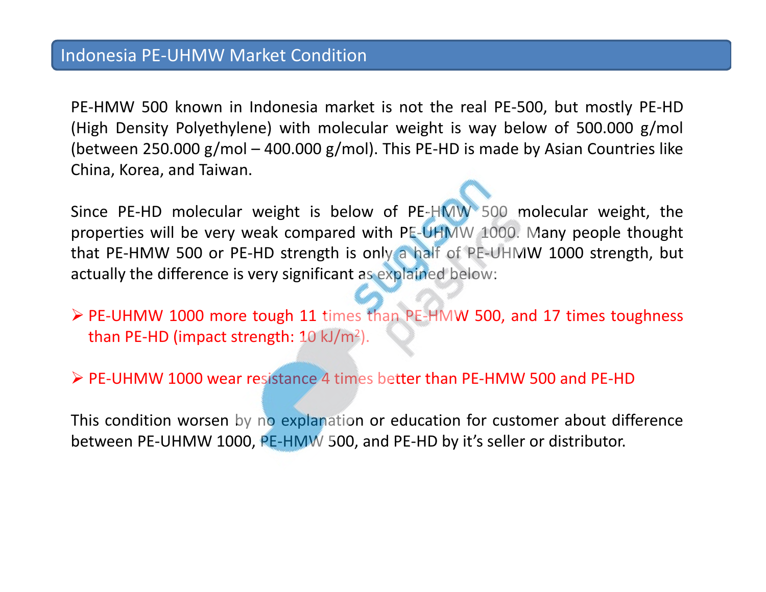## Indonesia PE-UHMW Market Condition

PE-HMW 500 known in Indonesia market is not the real PE-500, but mostly PE-HD (High Density Polyethylene) with molecular weight is way below of 500.000 g/mol (between 250.000 g/mol – 400.000 g/mol). This PE-HD is made by Asian Countries like China, Korea, and Taiwan.

Since PE-HD molecular weight is below of PE-HMW 500 molecular weight, the properties will be very weak compared with PE-UHMW 1000. Many people thought that PE-HMW 500 or PE-HD strength is only a half of PE-UHMW 1000 strength, but actually the difference is very significant as explained below:

- PE-UHMW 1000 more tough 11 times than PE-HMW 500, and 17 times toughness than PE-HD (impact strength: 10 $kJ/m^2$).
- PE-UHMW 1000 wear resistance 4 times better than PE-HMW 500 and PE-HD

This condition worsen by no explanation or education for customer about difference between PE-UHMW 1000, PE-HMW 500, and PE-HD by it's seller or distributor.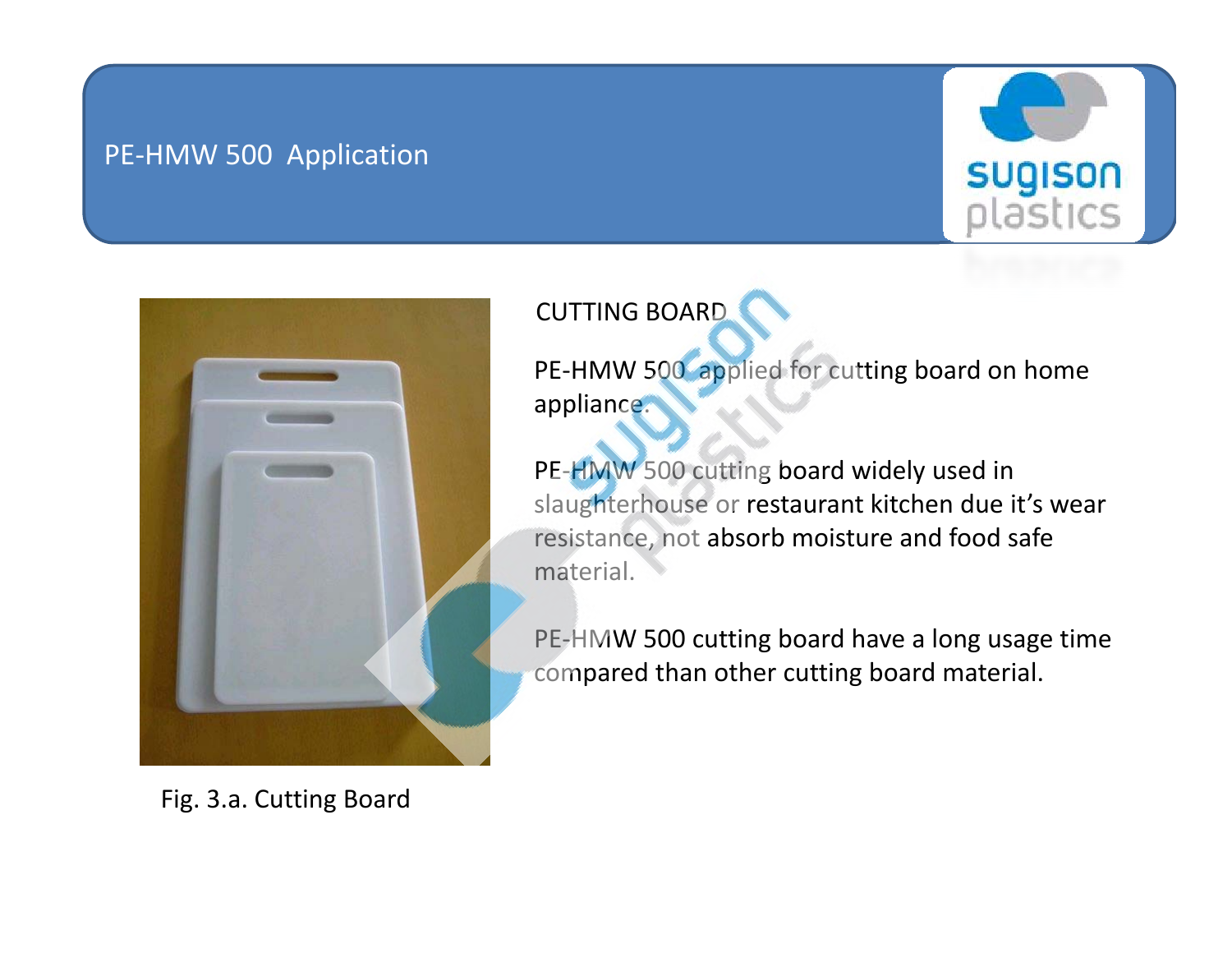# PE-HMW 500 Application

## CUTTING BOARD

PE-HMW 500 applied for cutting board on home appliance.

PE-HMW 500 cutting board widely used in slaughterhouse or restaurant kitchen due it's wear resistance, not absorb moisture and food safe material.

PE-HMW 500 cutting board have a long usage time compared than other cutting board material.

Fig. 3.a. Cutting Board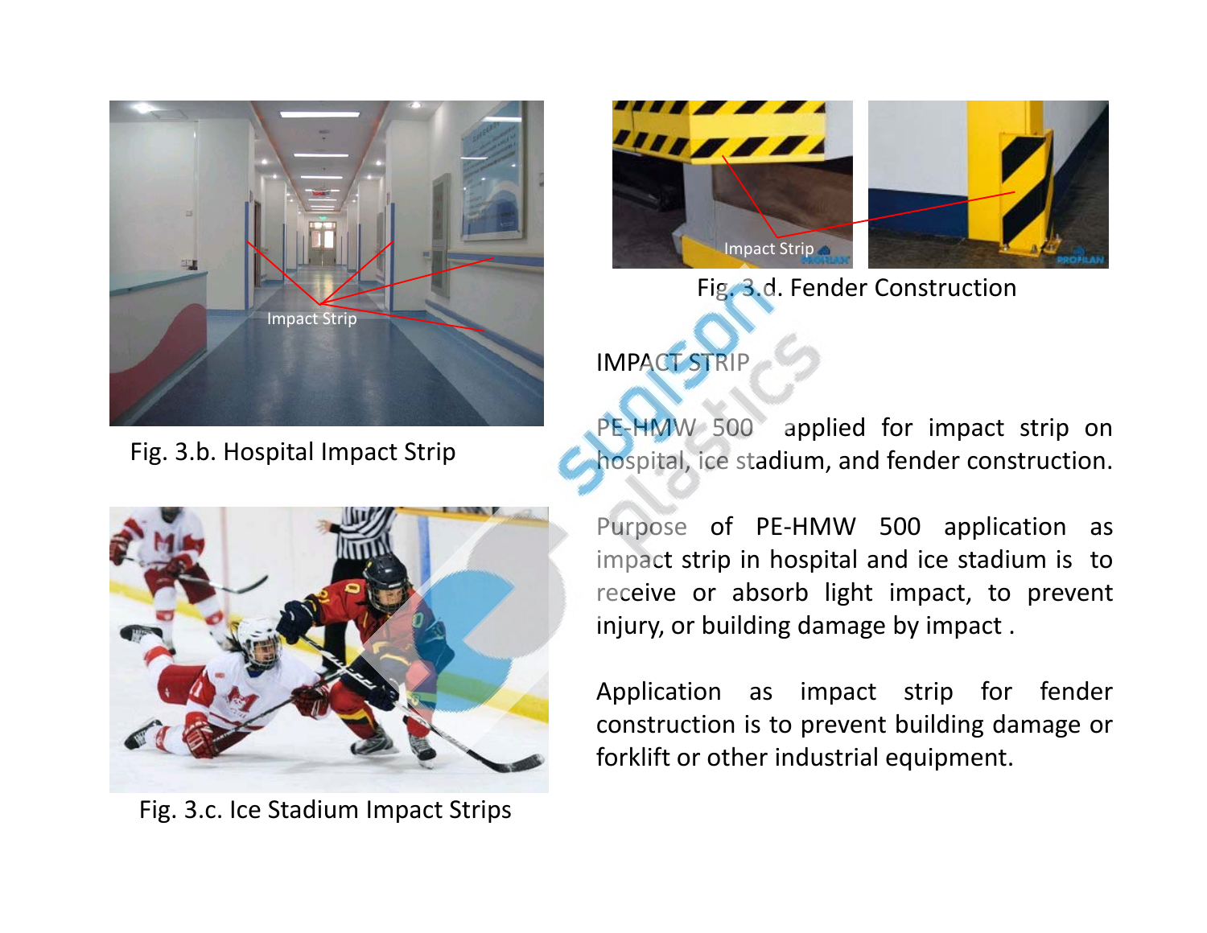Fig. 3.b. Hospital Impact Strip

Fig. 3.c. Ice Stadium Impact Strips

Fig. 3.d. Fender Construction

## IMPACT STRIP

PE-HMW 500 applied for impact strip on hospital, ice stadium, and fender construction.

Purpose of PE-HMW 500 application as impact strip in hospital and ice stadium is to receive or absorb light impact, to prevent injury, or building damage by impact .

Application as impact strip for fender construction is to prevent building damage or forklift or other industrial equipment.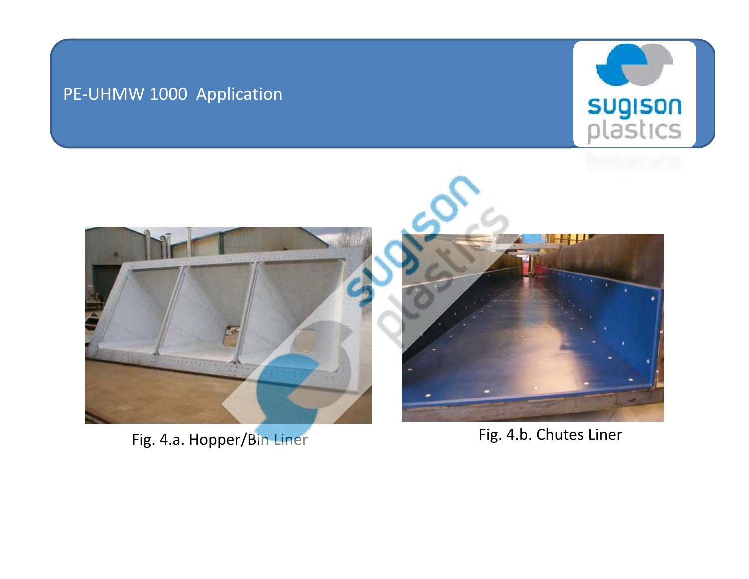# PE-UHMW 1000 Application

Fig. 4.a. Hopper/Bin Liner

Fig. 4.b. Chutes Liner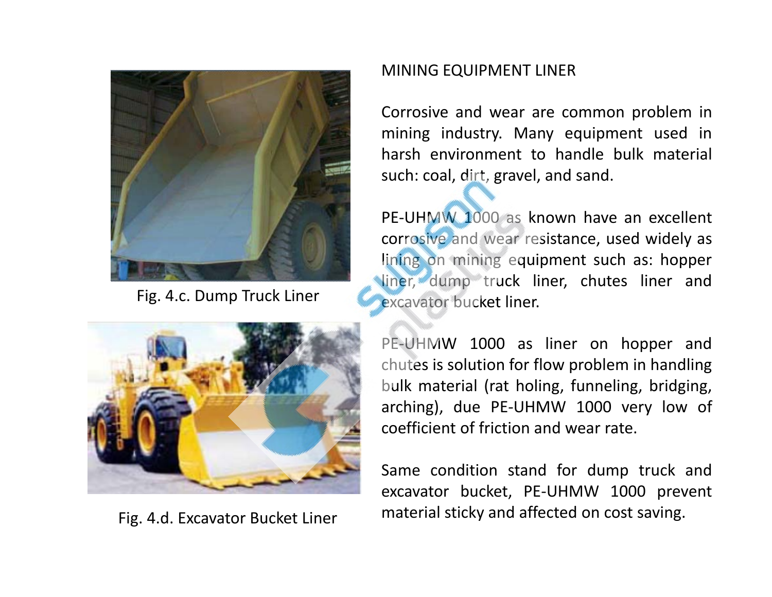## MINING EQUIPMENT LINER

Corrosive and wear are common problem in mining industry. Many equipment used in harsh environment to handle bulk material such: coal, dirt, gravel, and sand.

PE-UHMW 1000 as known have an excellent corrosive and wear resistance, used widely as lining on mining equipment such as: hopper liner, dump truck liner, chutes liner and excavator bucket liner.

PE-UHMW 1000 as liner on hopper and chutes is solution for flow problem in handling bulk material (rat holing, funneling, bridging, arching), due PE-UHMW 1000 very low of coefficient of friction and wear rate.

Same condition stand for dump truck and excavator bucket, PE-UHMW 1000 prevent material sticky and affected on cost saving.

Fig. 4.c. Dump Truck Liner

Fig. 4.d. Excavator Bucket Liner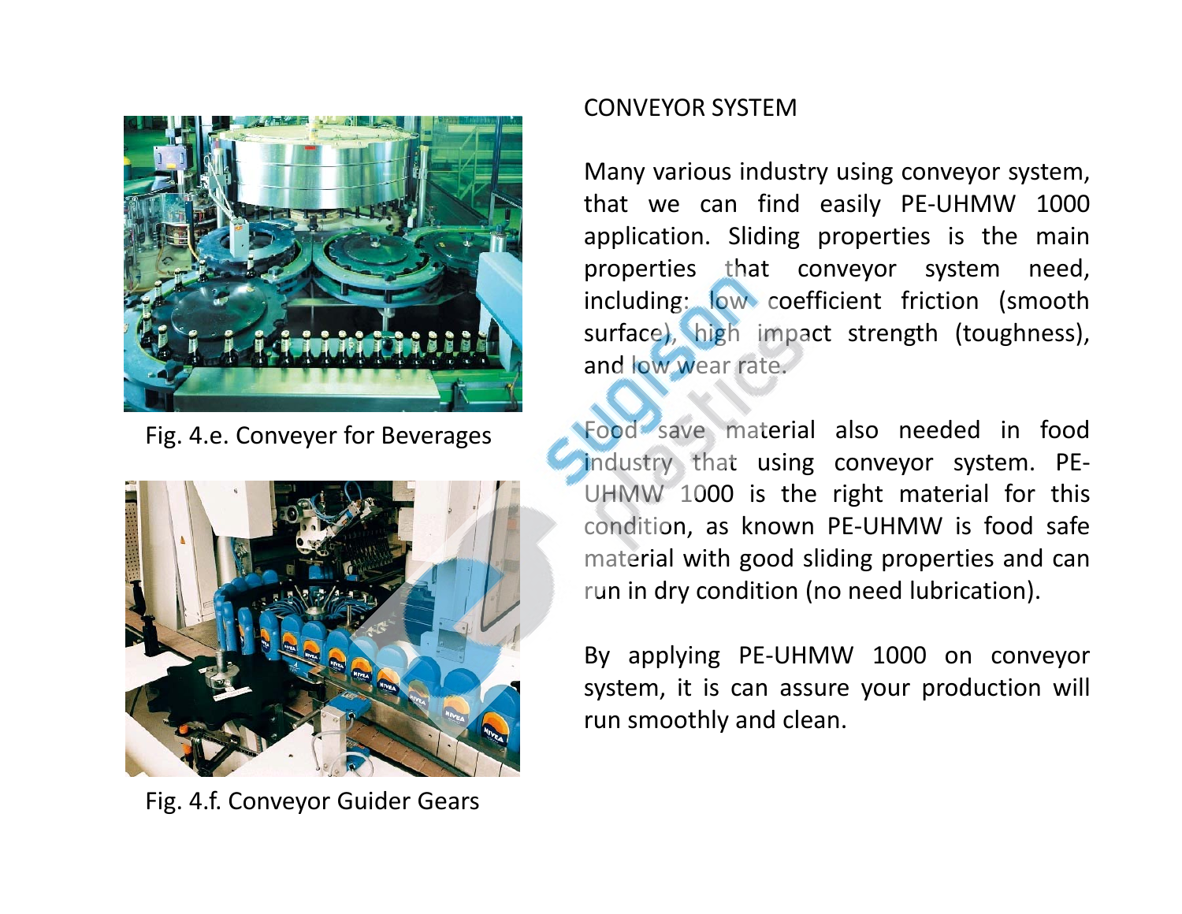Fig. 4.e. Conveyer for Beverages

Fig. 4.f. Conveyor Guider Gears

## CONVEYOR SYSTEM

Many various industry using conveyor system, that we can find easily PE-UHMW 1000 application. Sliding properties is the main properties that conveyor system need, including: low coefficient friction (smooth surface), high impact strength (toughness), and low wear rate.

Food save material also needed in food industry that using conveyor system. PE-UHMW 1000 is the right material for this condition, as known PE-UHMW is food safe material with good sliding properties and can run in dry condition (no need lubrication).

By applying PE-UHMW 1000 on conveyor system, it is can assure your production will run smoothly and clean.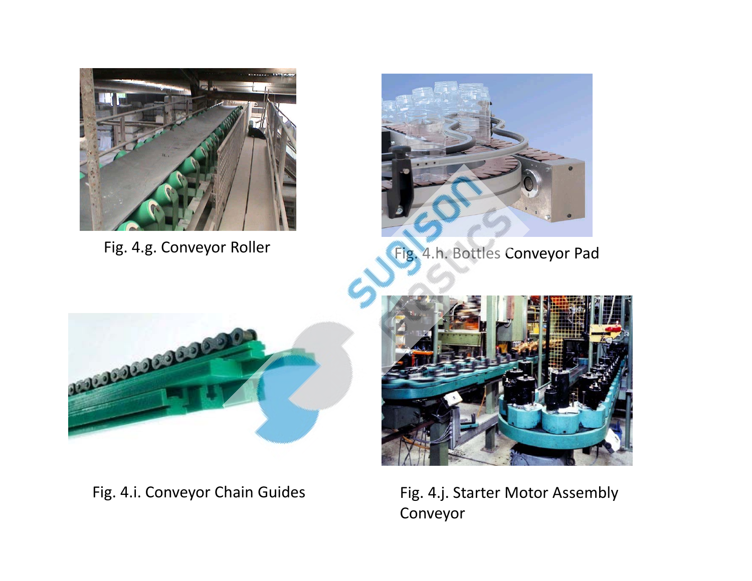Fig. 4.g. Conveyor Roller

Fig. 4.h. Bottles Conveyor Pad

Fig. 4.i. Conveyor Chain Guides

Fig. 4.j. Starter Motor Assembly Conveyor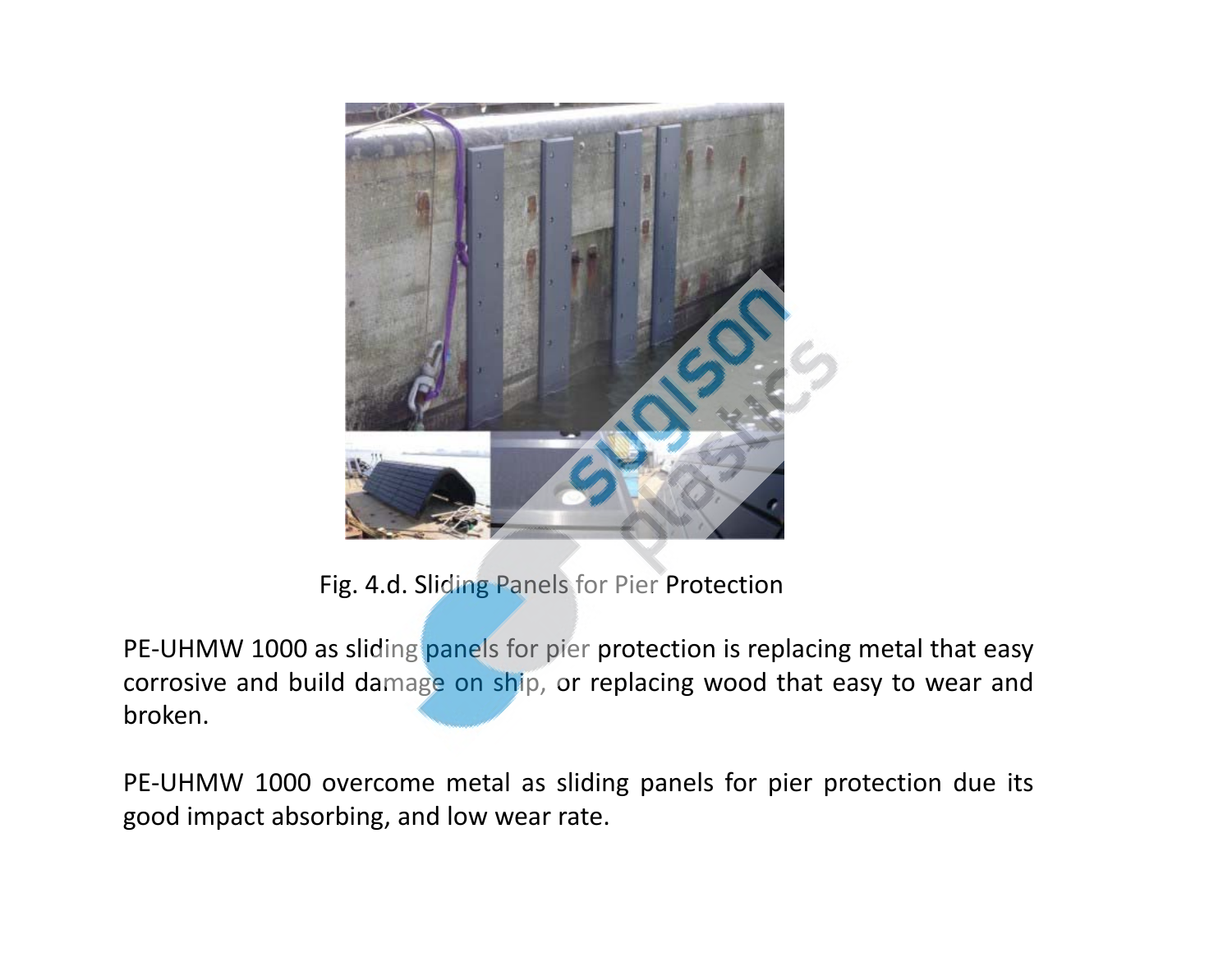Fig. 4.d. Sliding Panels for Pier Protection

PE-UHMW 1000 as sliding panels for pier protection is replacing metal that easy corrosive and build damage on ship, or replacing wood that easy to wear and broken.

PE-UHMW 1000 overcome metal as sliding panels for pier protection due its good impact absorbing, and low wear rate.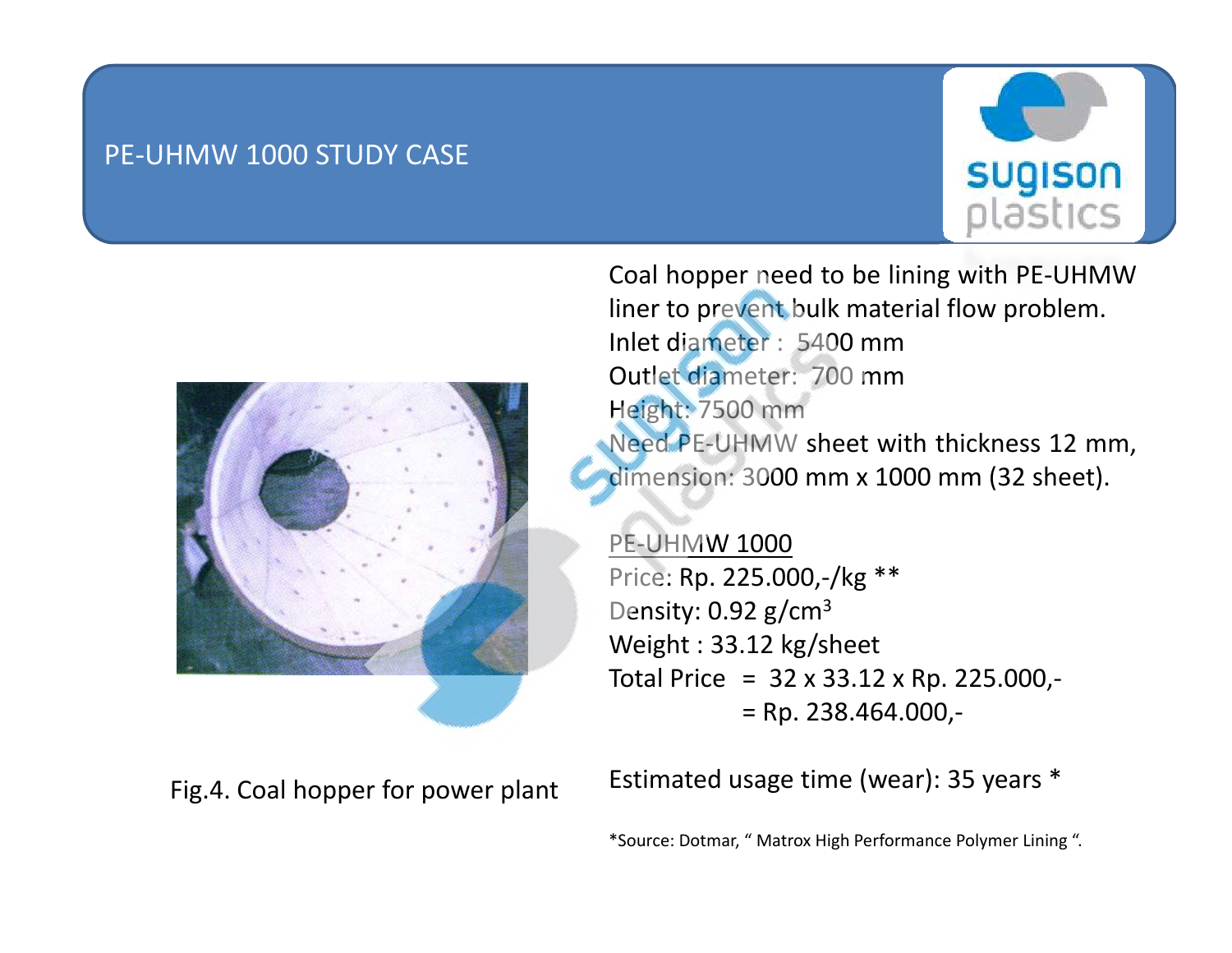# PE-UHMW 1000 STUDY CASE

Coal hopper need to be lining with PE-UHMW liner to prevent bulk material flow problem.
Inlet diameter : 5400 mm
Outlet diameter: 700 mm
Height: 7500 mm
Need PE-UHMW sheet with thickness 12 mm, dimension: 3000 mm x 1000 mm (32 sheet).

<u>PE-UHMW 1000</u>
Price: Rp. 225.000,-/kg **
Density: 0.92 g/cm$^3$
Weight : 33.12 kg/sheet
Total Price = 32 x 33.12 x Rp. 225.000,-
= Rp. 238.464.000,-

Estimated usage time (wear): 35 years *

Fig.4. Coal hopper for power plant

*Source: Dotmar, " Matrox High Performance Polymer Lining ".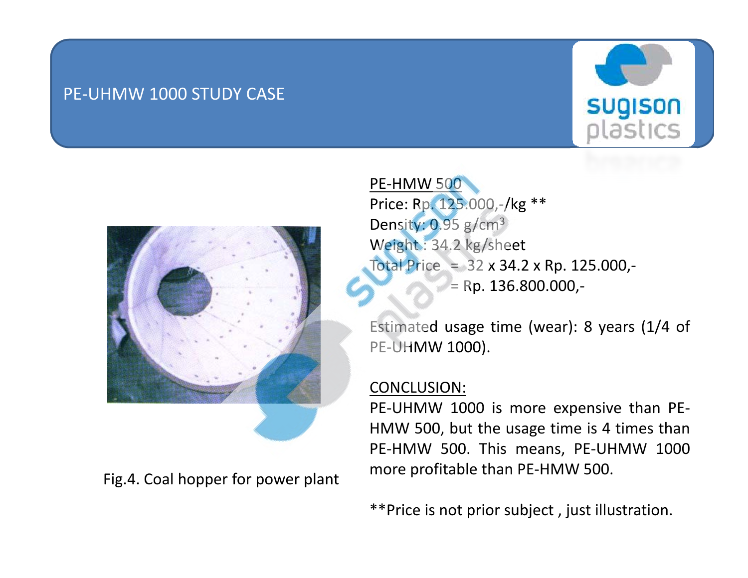# PE-UHMW 1000 STUDY CASE

PE-HMW 500

Price: Rp. 125.000,-/kg **

Density: 0.95 g/cm$^3$

Weight : 34.2 kg/sheet

Total Price = 32 x 34.2 x Rp. 125.000,-

= Rp. 136.800.000,-

Estimated usage time (wear): 8 years (1/4 of PE-UHMW 1000).

CONCLUSION:

PE-UHMW 1000 is more expensive than PE-HMW 500, but the usage time is 4 times than PE-HMW 500. This means, PE-UHMW 1000 more profitable than PE-HMW 500.

Fig.4. Coal hopper for power plant

**Price is not prior subject , just illustration.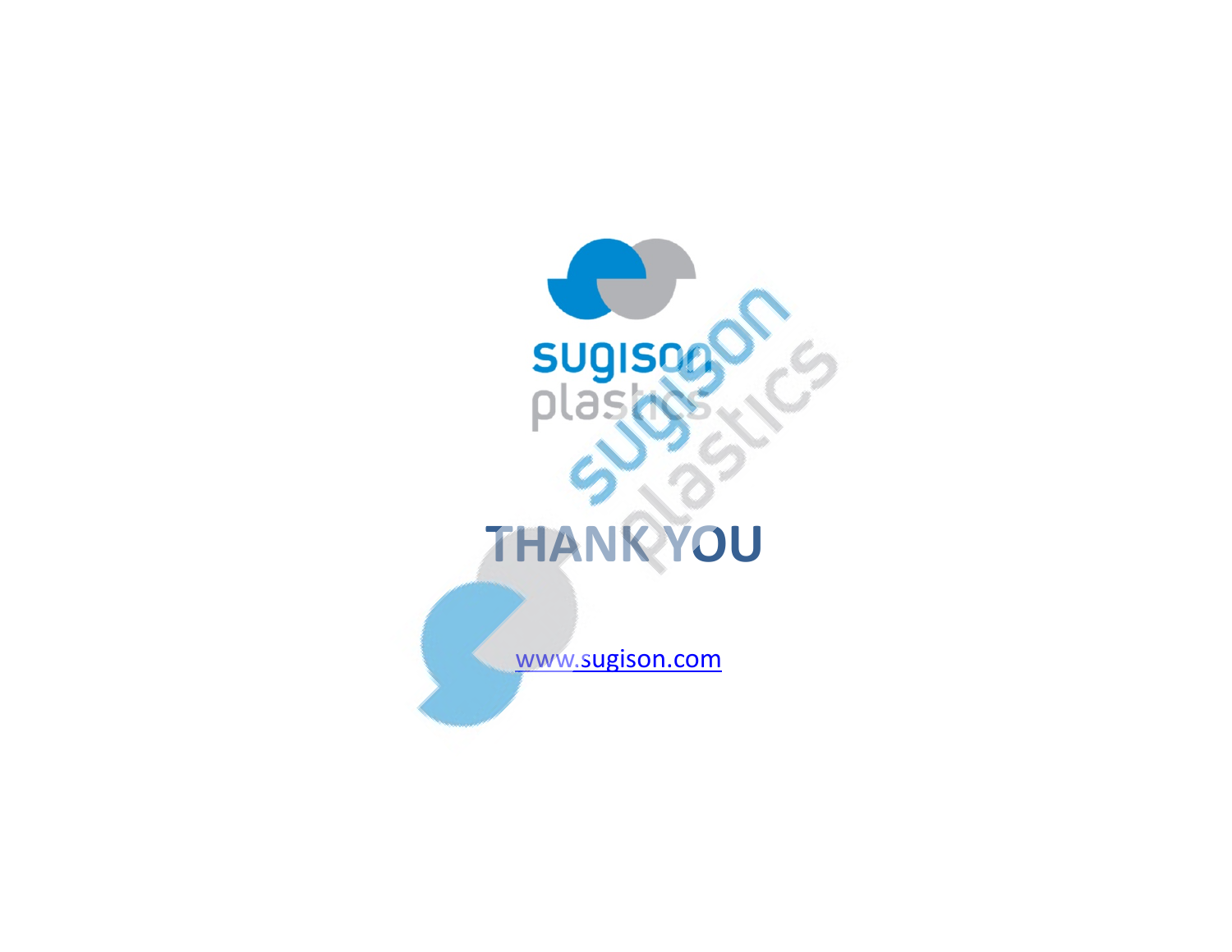sugison
plastics

# THANK YOU

www.sugison.com